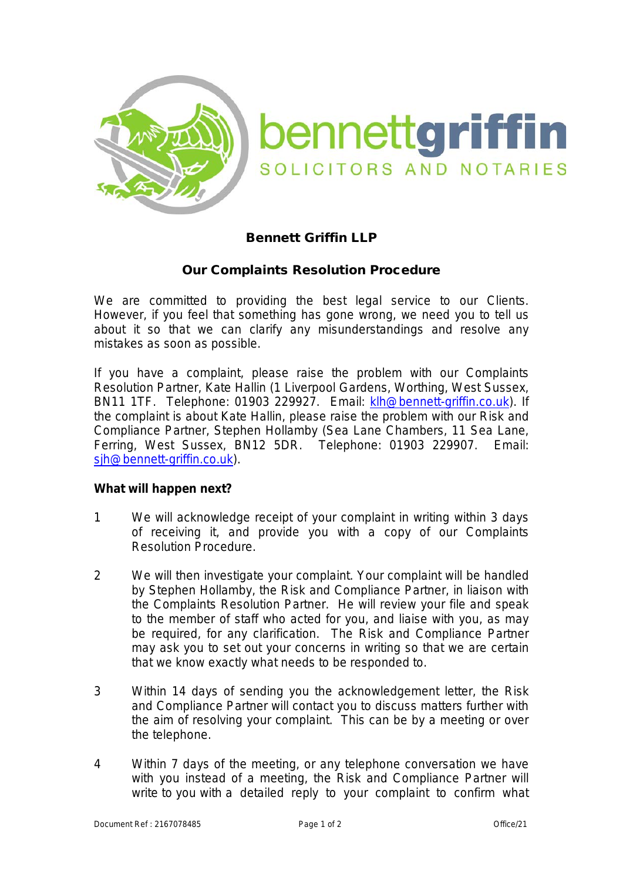**Bennett Griffin LLP**

**Our Complaints Resolution Procedure**

We are committed to providing the best legal service to our Clients. However, if you feel that something has gone wrong, we need you to tell us about it so that we can clarify any misunderstandings and resolve any mistakes as soon as possible.

If you have a complaint, please raise the problem with our Complaints Resolution Partner, Kate Hallin (1 Liverpool Gardens, Worthing, West Sussex, BN11 1TF. Telephone: 01903 229927. Email: klh@bennett-griffin.co.uk). If the complaint is about Kate Hallin, please raise the problem with our Risk and Compliance Partner, Stephen Hollamby (Sea Lane Chambers, 11 Sea Lane, Ferring, West Sussex, BN12 5DR. Telephone: 01903 229907. Email: sjh@bennett-griffin.co.uk).

**What will happen next?**

1. We will acknowledge receipt of your complaint in writing within 3 days of receiving it, and provide you with a copy of our Complaints Resolution Procedure.

2. We will then investigate your complaint. Your complaint will be handled by Stephen Hollamby, the Risk and Compliance Partner, in liaison with the Complaints Resolution Partner. He will review your file and speak to the member of staff who acted for you, and liaise with you, as may be required, for any clarification. The Risk and Compliance Partner may ask you to set out your concerns in writing so that we are certain that we know exactly what needs to be responded to.

3. Within 14 days of sending you the acknowledgement letter, the Risk and Compliance Partner will contact you to discuss matters further with the aim of resolving your complaint. This can be by a meeting or over the telephone.

4. Within 7 days of the meeting, or any telephone conversation we have with you instead of a meeting, the Risk and Compliance Partner will write to you with a detailed reply to your complaint to confirm what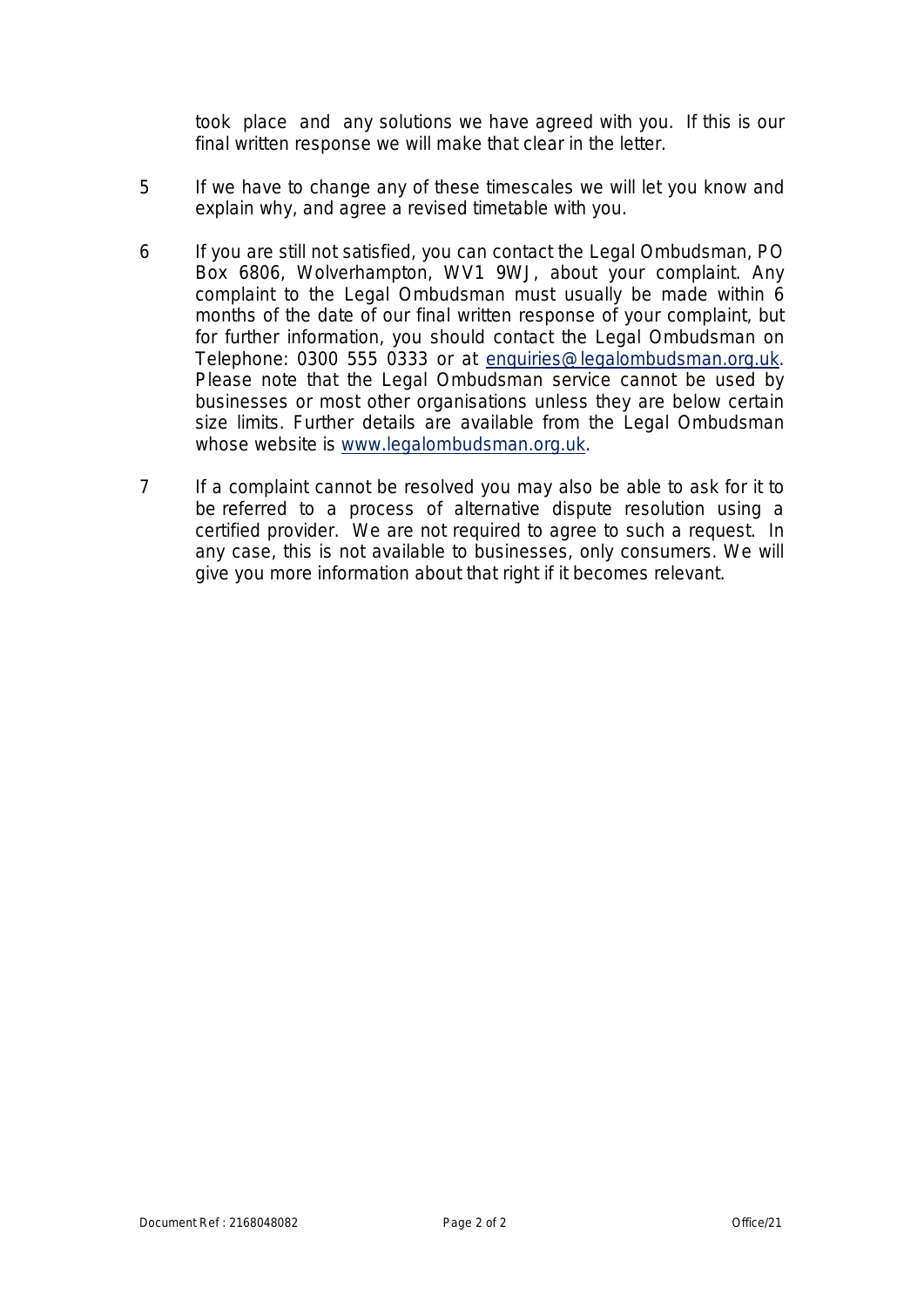took place and any solutions we have agreed with you. If this is our final written response we will make that clear in the letter.

5. If we have to change any of these timescales we will let you know and explain why, and agree a revised timetable with you.

6. If you are still not satisfied, you can contact the Legal Ombudsman, PO Box 6806, Wolverhampton, WV1 9WJ, about your complaint. Any complaint to the Legal Ombudsman must usually be made within 6 months of the date of our final written response of your complaint, but for further information, you should contact the Legal Ombudsman on Telephone: 0300 555 0333 or at enquiries@legalombudsman.org.uk. Please note that the Legal Ombudsman service cannot be used by businesses or most other organisations unless they are below certain size limits. Further details are available from the Legal Ombudsman whose website is www.legalombudsman.org.uk.

7. If a complaint cannot be resolved you may also be able to ask for it to be referred to a process of alternative dispute resolution using a certified provider. We are not required to agree to such a request. In any case, this is not available to businesses, only consumers. We will give you more information about that right if it becomes relevant.